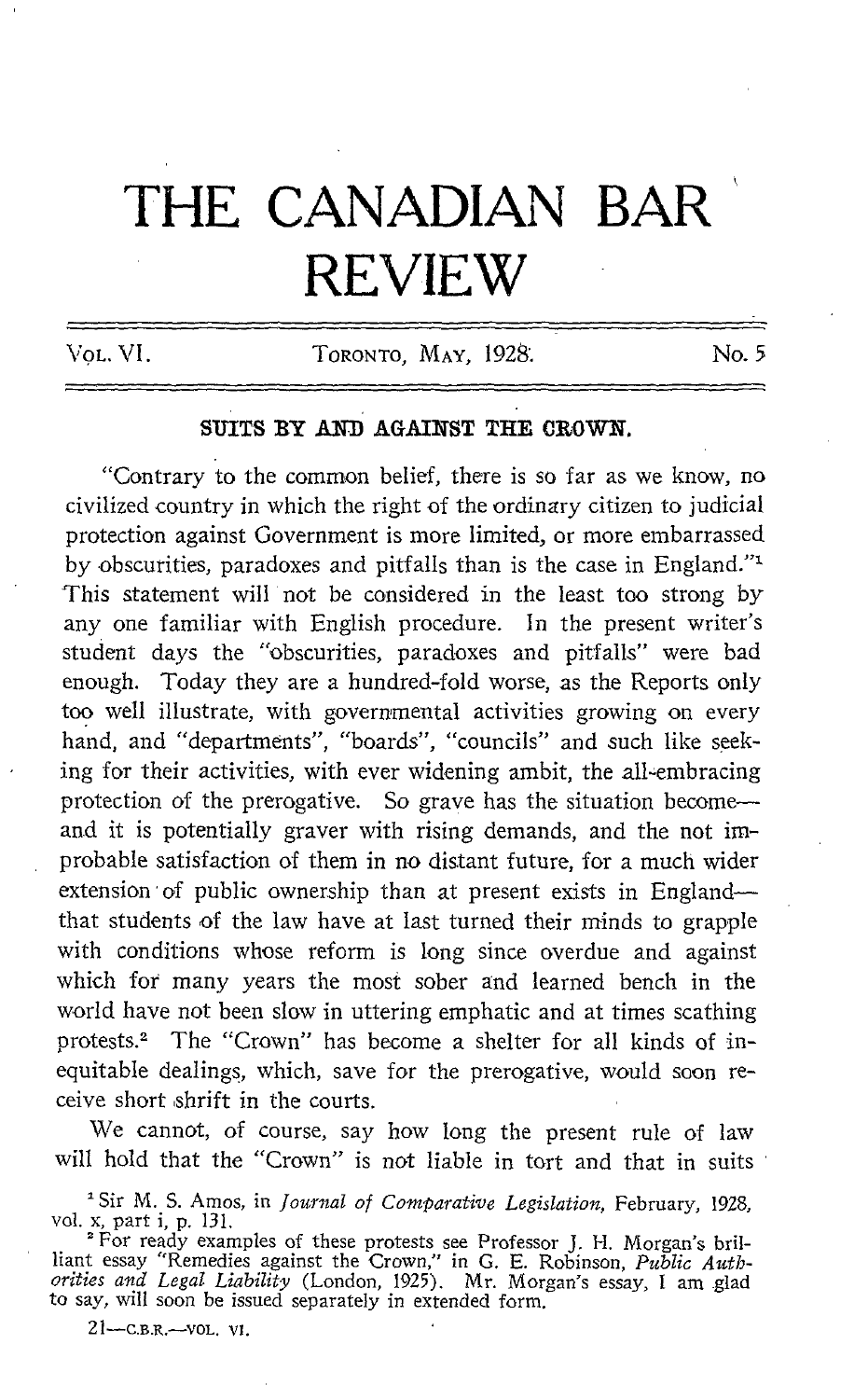# THE CANADIAN BAR REVIEW

VOL. VI. TORONTO, MAY, 1928. No. 5

## SUITS BY AND AGAINST THE CROWN.

"Contrary to the common belief, there is so far as we know, no civilized country in which the right of the ordinary citizen to judicial protection against Government is more limited, or more embarrassed by obscurities, paradoxes and pitfalls than is the case in England."[1] This statement will not be considered in the least too strong by any one familiar with English procedure. In the present writer's student days the "obscurities, paradoxes and pitfalls" were bad enough. Today they are a hundred-fold worse, as the Reports only too well illustrate, with governmental activities growing on every hand, and "departments", "boards", "councils" and such like seeking for their activities, with ever widening ambit, the all-embracing protection of the prerogative. So grave has the situation become—and it is potentially graver with rising demands, and the not improbable satisfaction of them in no distant future, for a much wider extension of public ownership than at present exists in England—that students of the law have at last turned their minds to grapple with conditions whose reform is long since overdue and against which for many years the most sober and learned bench in the world have not been slow in uttering emphatic and at times scathing protests.[2] The "Crown" has become a shelter for all kinds of inequitable dealings, which, save for the prerogative, would soon receive short shrift in the courts.

We cannot, of course, say how long the present rule of law will hold that the "Crown" is not liable in tort and that in suits

[1] Sir M. S. Amos, in *Journal of Comparative Legislation*, February, 1928, vol. x, part i, p. 131.

[2] For ready examples of these protests see Professor J. H. Morgan's brilliant essay "Remedies against the Crown," in G. E. Robinson, *Public Authorities and Legal Liability* (London, 1925). Mr. Morgan's essay, I am glad to say, will soon be issued separately in extended form.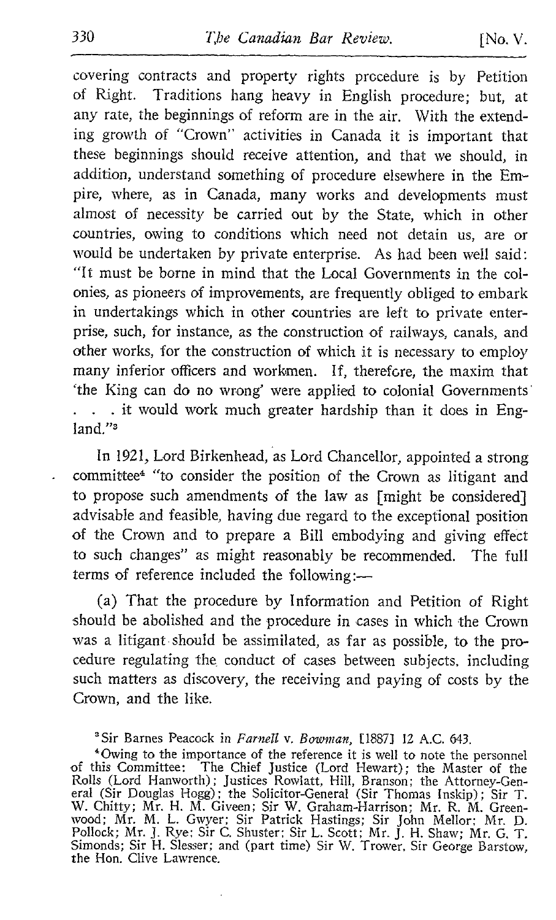covering contracts and property rights procedure is by Petition of Right. Traditions hang heavy in English procedure; but, at any rate, the beginnings of reform are in the air. With the extending growth of "Crown" activities in Canada it is important that these beginnings should receive attention, and that we should, in addition, understand something of procedure elsewhere in the Empire, where, as in Canada, many works and developments must almost of necessity be carried out by the State, which in other countries, owing to conditions which need not detain us, are or would be undertaken by private enterprise. As had been well said: "It must be borne in mind that the Local Governments in the colonies, as pioneers of improvements, are frequently obliged to embark in undertakings which in other countries are left to private enterprise, such, for instance, as the construction of railways, canals, and other works, for the construction of which it is necessary to employ many inferior officers and workmen. If, therefore, the maxim that 'the King can do no wrong' were applied to colonial Governments . . . it would work much greater hardship than it does in England."[3]

In 1921, Lord Birkenhead, as Lord Chancellor, appointed a strong committee[4] "to consider the position of the Crown as litigant and to propose such amendments of the law as [might be considered] advisable and feasible, having due regard to the exceptional position of the Crown and to prepare a Bill embodying and giving effect to such changes" as might reasonably be recommended. The full terms of reference included the following:—

(a) That the procedure by Information and Petition of Right should be abolished and the procedure in cases in which the Crown was a litigant should be assimilated, as far as possible, to the procedure regulating the conduct of cases between subjects, including such matters as discovery, the receiving and paying of costs by the Crown, and the like.

[3] Sir Barnes Peacock in *Farnell* v. *Bowman*, [1887] 12 A.C. 643.

[4] Owing to the importance of the reference it is well to note the personnel of this Committee: The Chief Justice (Lord Hewart); the Master of the Rolls (Lord Hanworth); Justices Rowlatt, Hill, Branson; the Attorney-General (Sir Douglas Hogg); the Solicitor-General (Sir Thomas Inskip); Sir T. W. Chitty; Mr. H. M. Giveen; Sir W. Graham-Harrison; Mr. R. M. Greenwood; Mr. M. L. Gwyer; Sir Patrick Hastings; Sir John Mellor; Mr. D. Pollock; Mr. J. Rye; Sir C. Shuster; Sir L. Scott; Mr. J. H. Shaw; Mr. G. T. Simonds; Sir H. Slesser; and (part time) Sir W. Trower, Sir George Barstow, the Hon. Clive Lawrence.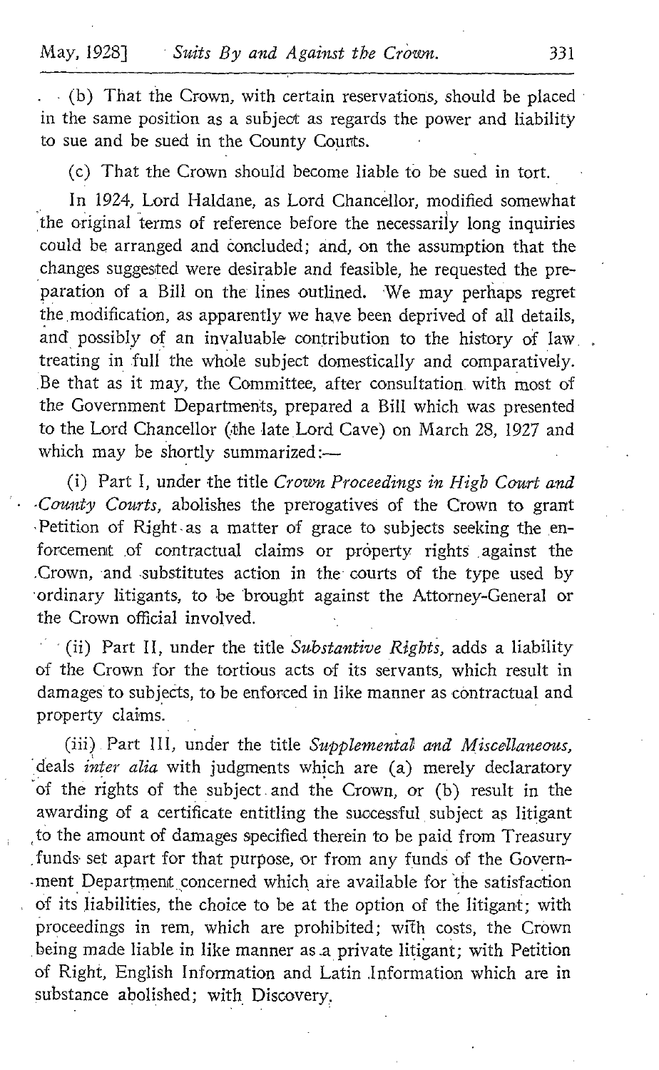(b) That the Crown, with certain reservations, should be placed in the same position as a subject as regards the power and liability to sue and be sued in the County Courts.

(c) That the Crown should become liable to be sued in tort.

In 1924, Lord Haldane, as Lord Chancellor, modified somewhat the original terms of reference before the necessarily long inquiries could be arranged and concluded; and, on the assumption that the changes suggested were desirable and feasible, he requested the preparation of a Bill on the lines outlined. We may perhaps regret the modification, as apparently we have been deprived of all details, and possibly of an invaluable contribution to the history of law treating in full the whole subject domestically and comparatively. Be that as it may, the Committee, after consultation with most of the Government Departments, prepared a Bill which was presented to the Lord Chancellor (the late Lord Cave) on March 28, 1927 and which may be shortly summarized:—

(i) Part I, under the title *Crown Proceedings in High Court and County Courts*, abolishes the prerogatives of the Crown to grant Petition of Right as a matter of grace to subjects seeking the enforcement of contractual claims or property rights against the Crown, and substitutes action in the courts of the type used by ordinary litigants, to be brought against the Attorney-General or the Crown official involved.

(ii) Part II, under the title *Substantive Rights*, adds a liability of the Crown for the tortious acts of its servants, which result in damages to subjects, to be enforced in like manner as contractual and property claims.

(iii) Part III, under the title *Supplemental and Miscellaneous*, deals *inter alia* with judgments which are (a) merely declaratory of the rights of the subject and the Crown, or (b) result in the awarding of a certificate entitling the successful subject as litigant to the amount of damages specified therein to be paid from Treasury funds set apart for that purpose, or from any funds of the Government Department concerned which are available for the satisfaction of its liabilities, the choice to be at the option of the litigant; with proceedings in rem, which are prohibited; with costs, the Crown being made liable in like manner as a private litigant; with Petition of Right, English Information and Latin Information which are in substance abolished; with Discovery.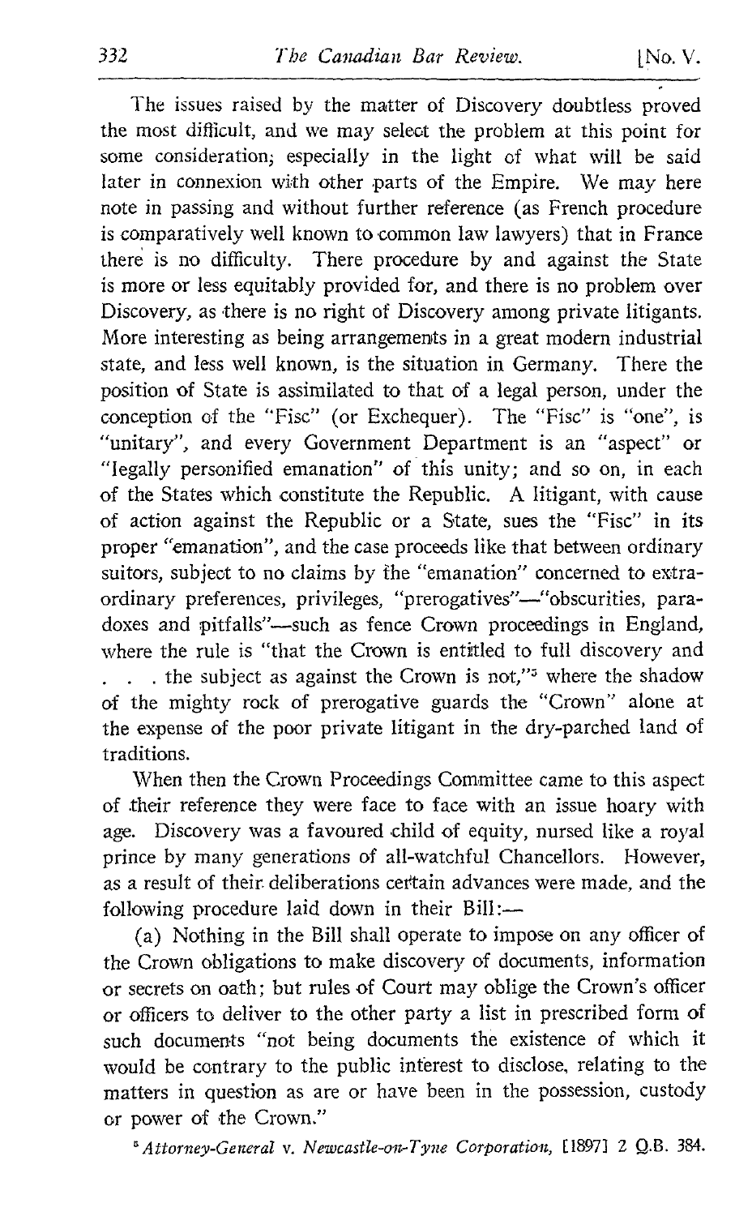The issues raised by the matter of Discovery doubtless proved the most difficult, and we may select the problem at this point for some consideration; especially in the light of what will be said later in connexion with other parts of the Empire. We may here note in passing and without further reference (as French procedure is comparatively well known to common law lawyers) that in France there is no difficulty. There procedure by and against the State is more or less equitably provided for, and there is no problem over Discovery, as there is no right of Discovery among private litigants. More interesting as being arrangements in a great modern industrial state, and less well known, is the situation in Germany. There the position of State is assimilated to that of a legal person, under the conception of the "Fisc" (or Exchequer). The "Fisc" is "one", is "unitary", and every Government Department is an "aspect" or "legally personified emanation" of this unity; and so on, in each of the States which constitute the Republic. A litigant, with cause of action against the Republic or a State, sues the "Fisc" in its proper "emanation", and the case proceeds like that between ordinary suitors, subject to no claims by the "emanation" concerned to extraordinary preferences, privileges, "prerogatives"—"obscurities, paradoxes and pitfalls"—such as fence Crown proceedings in England, where the rule is "that the Crown is entitled to full discovery and . . . the subject as against the Crown is not,"[5] where the shadow of the mighty rock of prerogative guards the "Crown" alone at the expense of the poor private litigant in the dry-parched land of traditions.

When then the Crown Proceedings Committee came to this aspect of their reference they were face to face with an issue hoary with age. Discovery was a favoured child of equity, nursed like a royal prince by many generations of all-watchful Chancellors. However, as a result of their deliberations certain advances were made, and the following procedure laid down in their Bill:—

(a) Nothing in the Bill shall operate to impose on any officer of the Crown obligations to make discovery of documents, information or secrets on oath; but rules of Court may oblige the Crown's officer or officers to deliver to the other party a list in prescribed form of such documents "not being documents the existence of which it would be contrary to the public interest to disclose, relating to the matters in question as are or have been in the possession, custody or power of the Crown."

[5] *Attorney-General* v. *Newcastle-on-Tyne Corporation*, [1897] 2 Q.B. 384.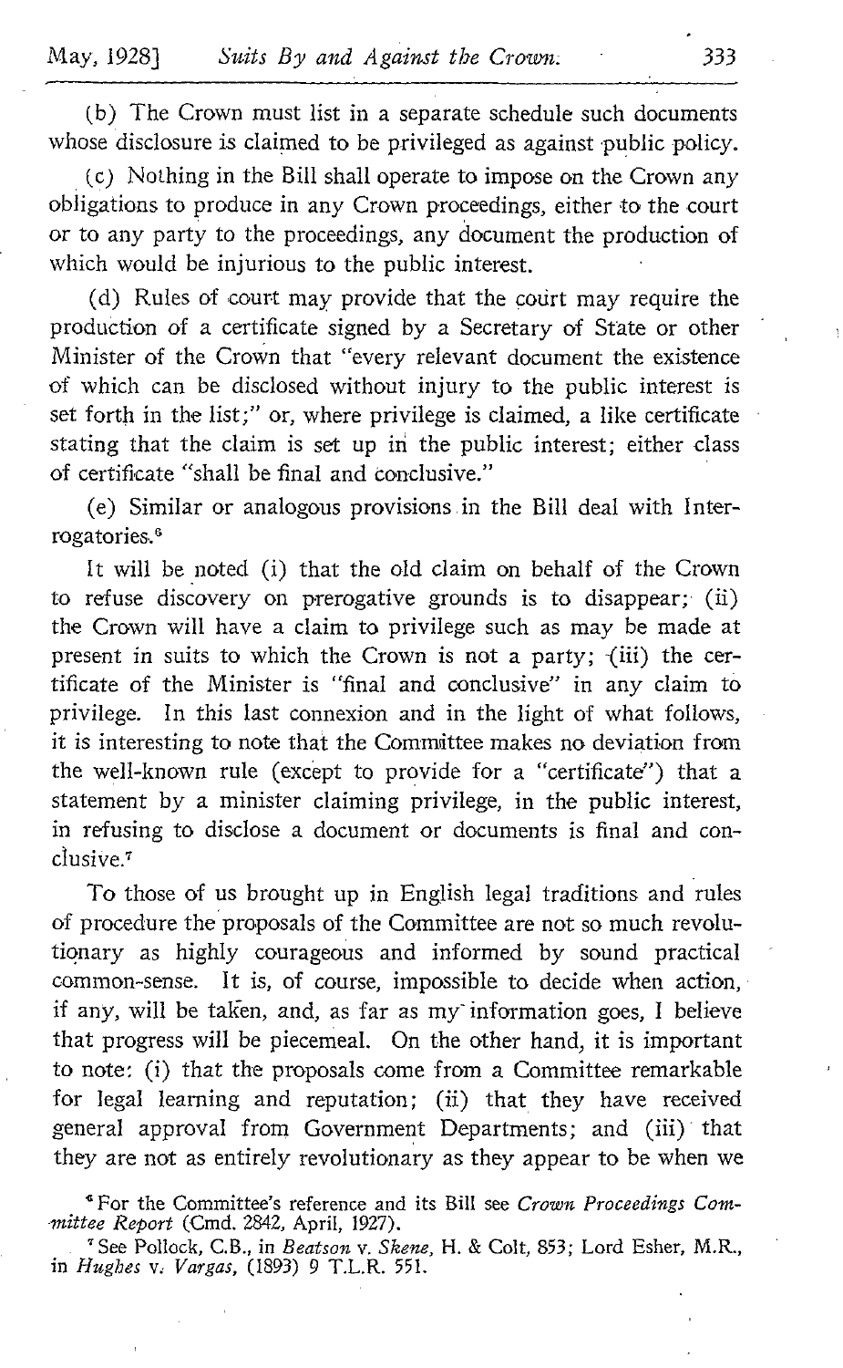(b) The Crown must list in a separate schedule such documents whose disclosure is claimed to be privileged as against public policy.

(c) Nothing in the Bill shall operate to impose on the Crown any obligations to produce in any Crown proceedings, either to the court or to any party to the proceedings, any document the production of which would be injurious to the public interest.

(d) Rules of court may provide that the court may require the production of a certificate signed by a Secretary of State or other Minister of the Crown that "every relevant document the existence of which can be disclosed without injury to the public interest is set forth in the list;" or, where privilege is claimed, a like certificate stating that the claim is set up in the public interest; either class of certificate "shall be final and conclusive."

(e) Similar or analogous provisions in the Bill deal with Interrogatories.[6]

It will be noted (i) that the old claim on behalf of the Crown to refuse discovery on prerogative grounds is to disappear; (ii) the Crown will have a claim to privilege such as may be made at present in suits to which the Crown is not a party; (iii) the certificate of the Minister is "final and conclusive" in any claim to privilege. In this last connexion and in the light of what follows, it is interesting to note that the Committee makes no deviation from the well-known rule (except to provide for a "certificate") that a statement by a minister claiming privilege, in the public interest, in refusing to disclose a document or documents is final and conclusive.[7]

To those of us brought up in English legal traditions and rules of procedure the proposals of the Committee are not so much revolutionary as highly courageous and informed by sound practical common-sense. It is, of course, impossible to decide when action, if any, will be taken, and, as far as my information goes, I believe that progress will be piecemeal. On the other hand, it is important to note: (i) that the proposals come from a Committee remarkable for legal learning and reputation; (ii) that they have received general approval from Government Departments; and (iii) that they are not as entirely revolutionary as they appear to be when we

[6] For the Committee's reference and its Bill see *Crown Proceedings Committee Report* (Cmd. 2842, April, 1927).

[7] See Pollock, C.B., in *Beatson* v. *Skene*, H. & Colt, 853; Lord Esher, M.R., in *Hughes* v. *Vargas*, (1893) 9 T.L.R. 551.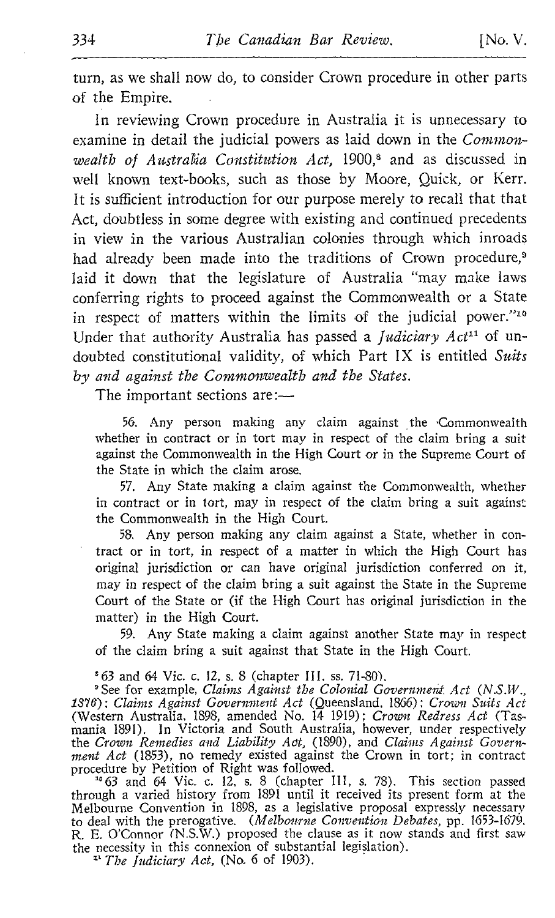turn, as we shall now do, to consider Crown procedure in other parts of the Empire.

In reviewing Crown procedure in Australia it is unnecessary to examine in detail the judicial powers as laid down in the *Commonwealth of Australia Constitution Act*, 1900,[8] and as discussed in well known text-books, such as those by Moore, Quick, or Kerr. It is sufficient introduction for our purpose merely to recall that that Act, doubtless in some degree with existing and continued precedents in view in the various Australian colonies through which inroads had already been made into the traditions of Crown procedure,[9] laid it down that the legislature of Australia "may make laws conferring rights to proceed against the Commonwealth or a State in respect of matters within the limits of the judicial power."[10] Under that authority Australia has passed a *Judiciary Act*[11] of undoubted constitutional validity, of which Part IX is entitled *Suits by and against the Commonwealth and the States.*

The important sections are:—

> 56. Any person making any claim against the Commonwealth whether in contract or in tort may in respect of the claim bring a suit against the Commonwealth in the High Court or in the Supreme Court of the State in which the claim arose.
>
> 57. Any State making a claim against the Commonwealth, whether in contract or in tort, may in respect of the claim bring a suit against the Commonwealth in the High Court.
>
> 58. Any person making any claim against a State, whether in contract or in tort, in respect of a matter in which the High Court has original jurisdiction or can have original jurisdiction conferred on it, may in respect of the claim bring a suit against the State in the Supreme Court of the State or (if the High Court has original jurisdiction in the matter) in the High Court.
>
> 59. Any State making a claim against another State may in respect of the claim bring a suit against that State in the High Court.

[8] 63 and 64 Vic. c. 12, s. 8 (chapter III. ss. 71-80).

[9] See for example, *Claims Against the Colonial Government Act (N.S.W., 1876)*; *Claims Against Government Act* (Queensland, 1866); *Crown Suits Act* (Western Australia, 1898, amended No. 14 1919); *Crown Redress Act* (Tasmania 1891). In Victoria and South Australia, however, under respectively the *Crown Remedies and Liability Act*, (1890), and *Claims Against Government Act* (1853), no remedy existed against the Crown in tort; in contract procedure by Petition of Right was followed.

[10] 63 and 64 Vic. c. 12, s. 8 (chapter III, s. 78). This section passed through a varied history from 1891 until it received its present form at the Melbourne Convention in 1898, as a legislative proposal expressly necessary to deal with the prerogative. (*Melbourne Convention Debates*, pp. 1653-1679. R. E. O'Connor (N.S.W.) proposed the clause as it now stands and first saw the necessity in this connexion of substantial legislation).

[11] *The Judiciary Act*, (No. 6 of 1903).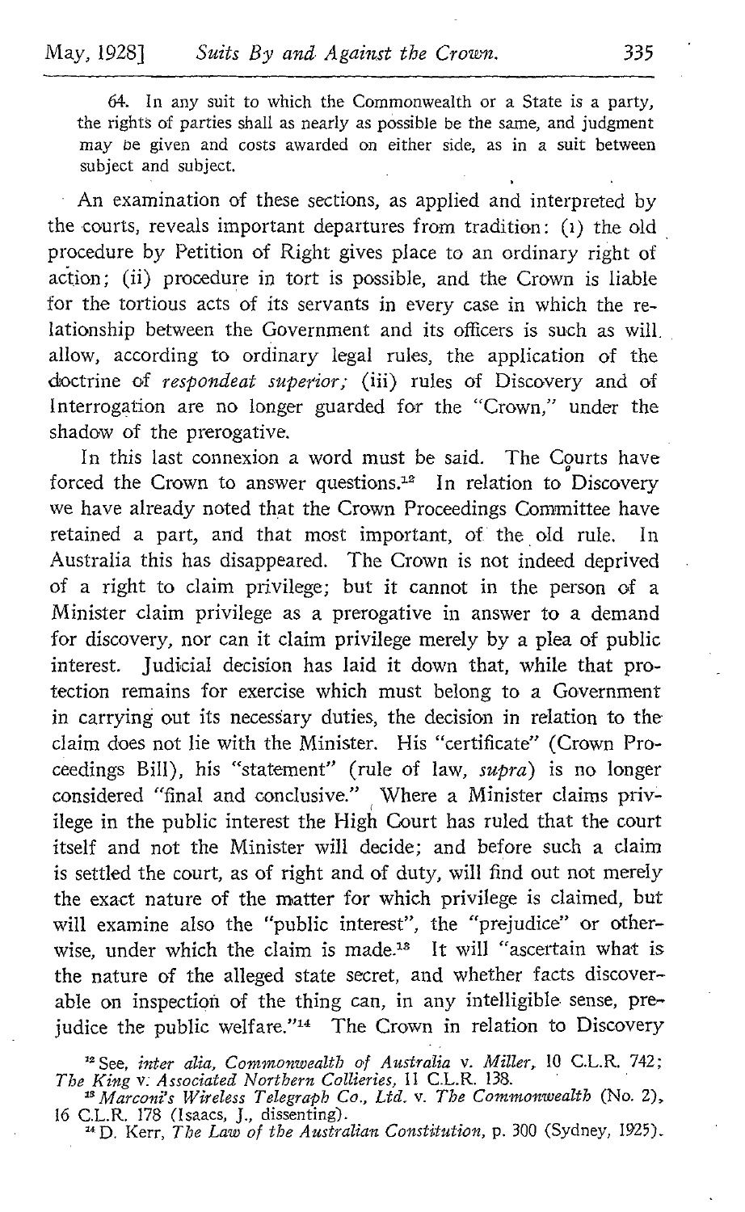64. In any suit to which the Commonwealth or a State is a party, the rights of parties shall as nearly as possible be the same, and judgment may be given and costs awarded on either side, as in a suit between subject and subject.

An examination of these sections, as applied and interpreted by the courts, reveals important departures from tradition: (i) the old procedure by Petition of Right gives place to an ordinary right of action; (ii) procedure in tort is possible, and the Crown is liable for the tortious acts of its servants in every case in which the relationship between the Government and its officers is such as will allow, according to ordinary legal rules, the application of the doctrine of *respondeat superior;* (iii) rules of Discovery and of Interrogation are no longer guarded for the "Crown," under the shadow of the prerogative.

In this last connexion a word must be said. The Courts have forced the Crown to answer questions.[12] In relation to Discovery we have already noted that the Crown Proceedings Committee have retained a part, and that most important, of the old rule. In Australia this has disappeared. The Crown is not indeed deprived of a right to claim privilege; but it cannot in the person of a Minister claim privilege as a prerogative in answer to a demand for discovery, nor can it claim privilege merely by a plea of public interest. Judicial decision has laid it down that, while that protection remains for exercise which must belong to a Government in carrying out its necessary duties, the decision in relation to the claim does not lie with the Minister. His "certificate" (Crown Proceedings Bill), his "statement" (rule of law, *supra*) is no longer considered "final and conclusive." Where a Minister claims privilege in the public interest the High Court has ruled that the court itself and not the Minister will decide; and before such a claim is settled the court, as of right and of duty, will find out not merely the exact nature of the matter for which privilege is claimed, but will examine also the "public interest", the "prejudice" or otherwise, under which the claim is made.[13] It will "ascertain what is the nature of the alleged state secret, and whether facts discoverable on inspection of the thing can, in any intelligible sense, prejudice the public welfare."[14] The Crown in relation to Discovery

[12] See, *inter alia, Commonwealth of Australia* v. *Miller*, 10 C.L.R. 742; *The King* v. *Associated Northern Collieries*, 11 C.L.R. 138.

[13] *Marconi's Wireless Telegraph Co., Ltd.* v. *The Commonwealth* (No. 2), 16 C.L.R. 178 (Isaacs, J., dissenting).

[14] D. Kerr, *The Law of the Australian Constitution*, p. 300 (Sydney, 1925).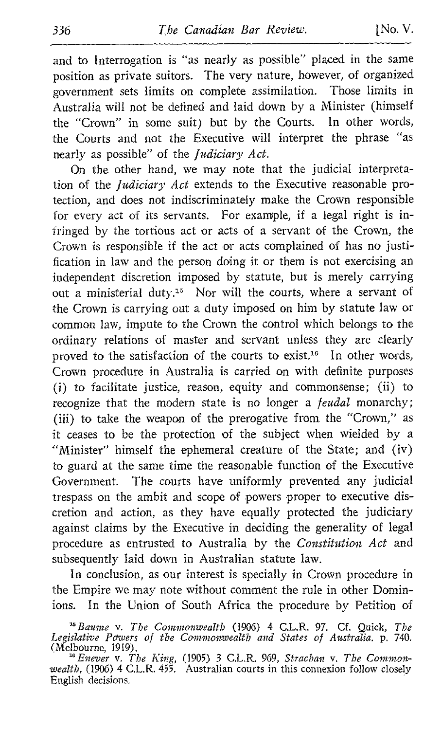and to Interrogation is "as nearly as possible" placed in the same position as private suitors. The very nature, however, of organized government sets limits on complete assimilation. Those limits in Australia will not be defined and laid down by a Minister (himself the "Crown" in some suit) but by the Courts. In other words, the Courts and not the Executive will interpret the phrase "as nearly as possible" of the *Judiciary Act*.

On the other hand, we may note that the judicial interpretation of the *Judiciary Act* extends to the Executive reasonable protection, and does not indiscriminately make the Crown responsible for every act of its servants. For example, if a legal right is infringed by the tortious act or acts of a servant of the Crown, the Crown is responsible if the act or acts complained of has no justification in law and the person doing it or them is not exercising an independent discretion imposed by statute, but is merely carrying out a ministerial duty.[15] Nor will the courts, where a servant of the Crown is carrying out a duty imposed on him by statute law or common law, impute to the Crown the control which belongs to the ordinary relations of master and servant unless they are clearly proved to the satisfaction of the courts to exist.[16] In other words, Crown procedure in Australia is carried on with definite purposes (i) to facilitate justice, reason, equity and commonsense; (ii) to recognize that the modern state is no longer a *feudal* monarchy; (iii) to take the weapon of the prerogative from the "Crown," as it ceases to be the protection of the subject when wielded by a "Minister" himself the ephemeral creature of the State; and (iv) to guard at the same time the reasonable function of the Executive Government. The courts have uniformly prevented any judicial trespass on the ambit and scope of powers proper to executive discretion and action, as they have equally protected the judiciary against claims by the Executive in deciding the generality of legal procedure as entrusted to Australia by the *Constitution Act* and subsequently laid down in Australian statute law.

In conclusion, as our interest is specially in Crown procedure in the Empire we may note without comment the rule in other Dominions. In the Union of South Africa the procedure by Petition of

[15] *Baume* v. *The Commonwealth* (1906) 4 C.L.R. 97. Cf. Quick, *The Legislative Powers of the Commonwealth and States of Australia*. p. 740. (Melbourne, 1919).

[16] *Enever* v. *The King*, (1905) 3 C.L.R. 969, *Strachan* v. *The Commonwealth*, (1906) 4 C.L.R. 455. Australian courts in this connexion follow closely English decisions.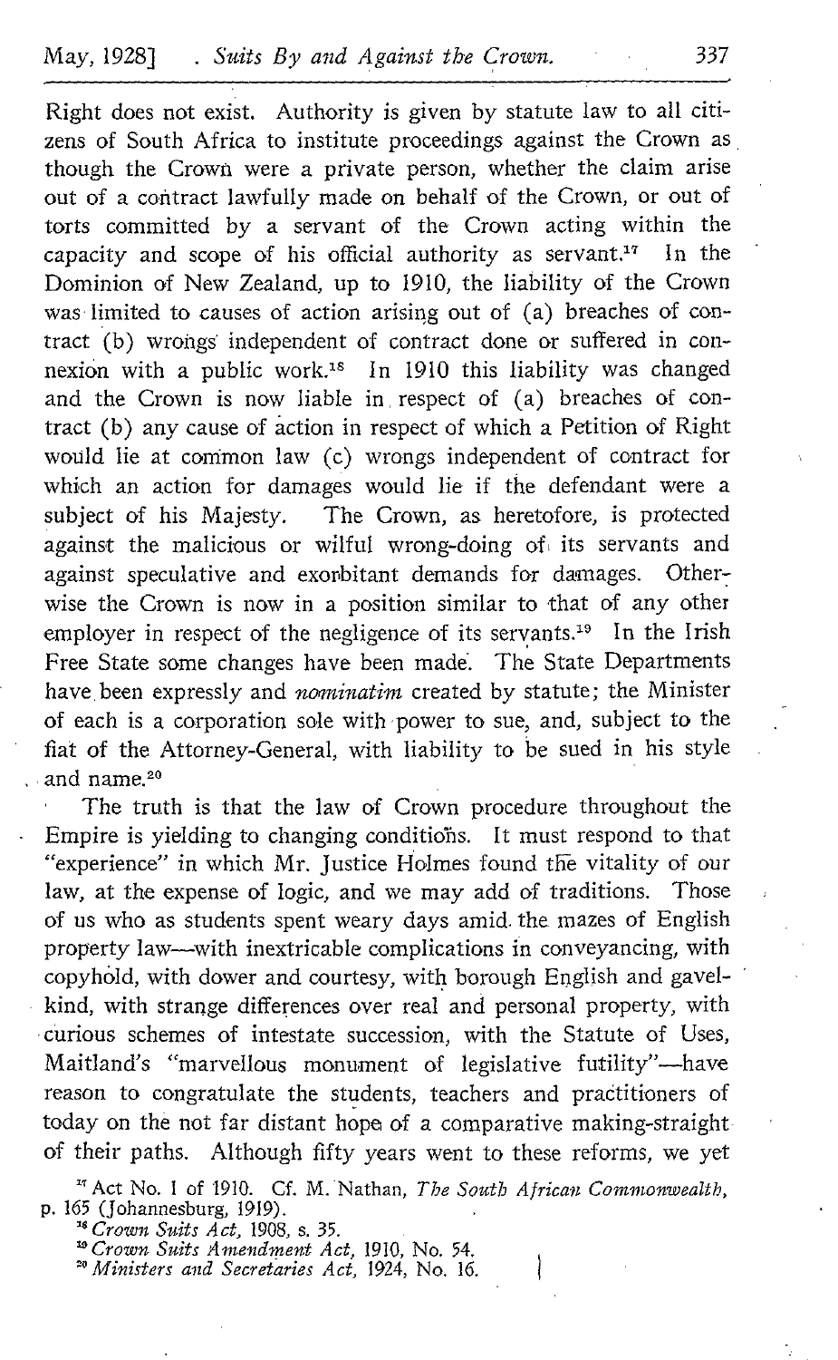Right does not exist. Authority is given by statute law to all citizens of South Africa to institute proceedings against the Crown as though the Crown were a private person, whether the claim arise out of a contract lawfully made on behalf of the Crown, or out of torts committed by a servant of the Crown acting within the capacity and scope of his official authority as servant.[17] In the Dominion of New Zealand, up to 1910, the liability of the Crown was limited to causes of action arising out of (a) breaches of contract (b) wrongs independent of contract done or suffered in connexion with a public work.[18] In 1910 this liability was changed and the Crown is now liable in respect of (a) breaches of contract (b) any cause of action in respect of which a Petition of Right would lie at common law (c) wrongs independent of contract for which an action for damages would lie if the defendant were a subject of his Majesty. The Crown, as heretofore, is protected against the malicious or wilful wrong-doing of its servants and against speculative and exorbitant demands for damages. Otherwise the Crown is now in a position similar to that of any other employer in respect of the negligence of its servants.[19] In the Irish Free State some changes have been made. The State Departments have been expressly and *nominatim* created by statute; the Minister of each is a corporation sole with power to sue, and, subject to the fiat of the Attorney-General, with liability to be sued in his style and name.[20]

The truth is that the law of Crown procedure throughout the Empire is yielding to changing conditions. It must respond to that "experience" in which Mr. Justice Holmes found the vitality of our law, at the expense of logic, and we may add of traditions. Those of us who as students spent weary days amid the mazes of English property law—with inextricable complications in conveyancing, with copyhold, with dower and courtesy, with borough English and gavelkind, with strange differences over real and personal property, with curious schemes of intestate succession, with the Statute of Uses, Maitland's "marvellous monument of legislative futility"—have reason to congratulate the students, teachers and practitioners of today on the not far distant hope of a comparative making-straight of their paths. Although fifty years went to these reforms, we yet

[17] Act No. 1 of 1910. Cf. M. Nathan, *The South African Commonwealth*, p. 165 (Johannesburg, 1919).

[18] *Crown Suits Act*, 1908, s. 35.

[19] *Crown Suits Amendment Act*, 1910, No. 54.

[20] *Ministers and Secretaries Act*, 1924, No. 16.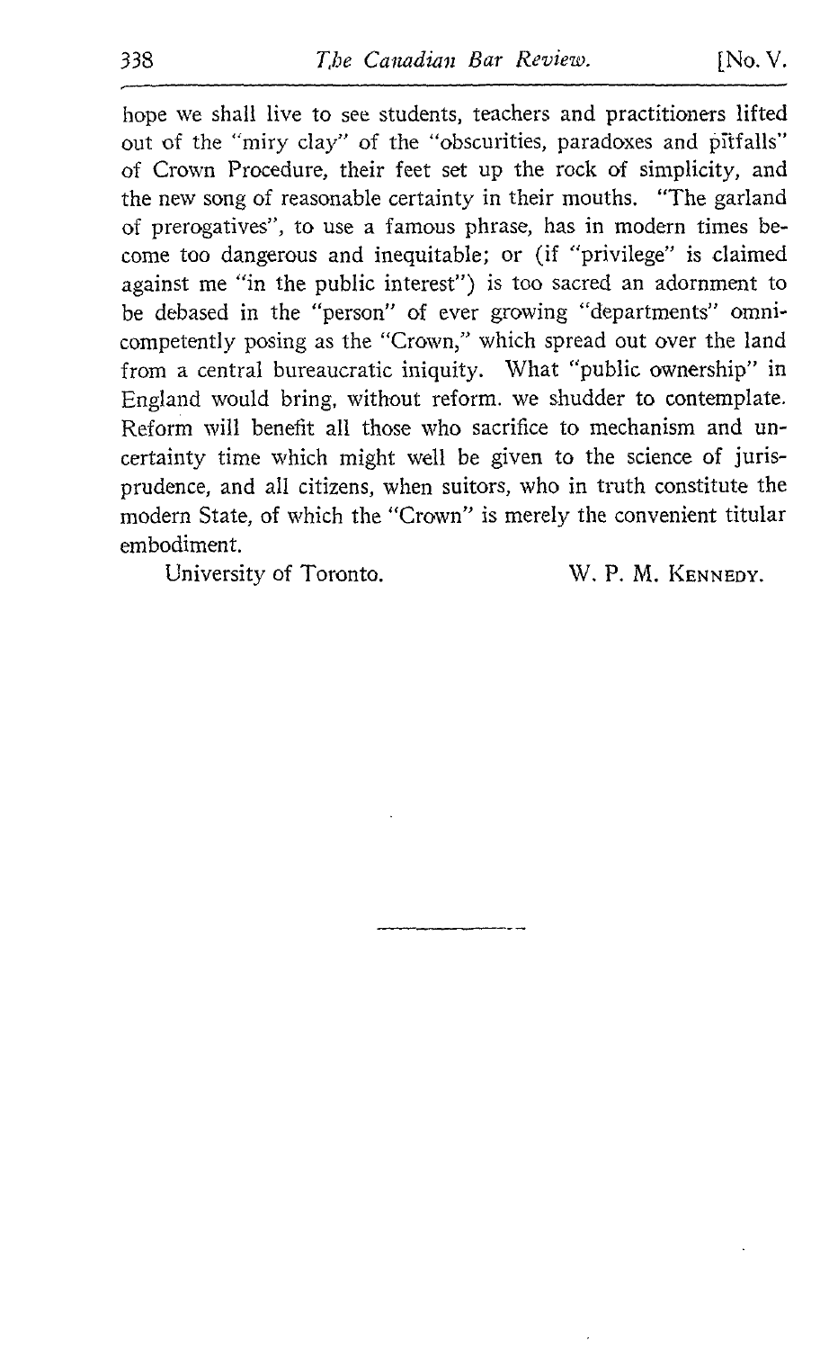hope we shall live to see students, teachers and practitioners lifted out of the "miry clay" of the "obscurities, paradoxes and pitfalls" of Crown Procedure, their feet set up the rock of simplicity, and the new song of reasonable certainty in their mouths. "The garland of prerogatives", to use a famous phrase, has in modern times become too dangerous and inequitable; or (if "privilege" is claimed against me "in the public interest") is too sacred an adornment to be debased in the "person" of ever growing "departments" omnicompetently posing as the "Crown," which spread out over the land from a central bureaucratic iniquity. What "public ownership" in England would bring, without reform. we shudder to contemplate. Reform will benefit all those who sacrifice to mechanism and uncertainty time which might well be given to the science of jurisprudence, and all citizens, when suitors, who in truth constitute the modern State, of which the "Crown" is merely the convenient titular embodiment.

University of Toronto. W. P. M. KENNEDY.